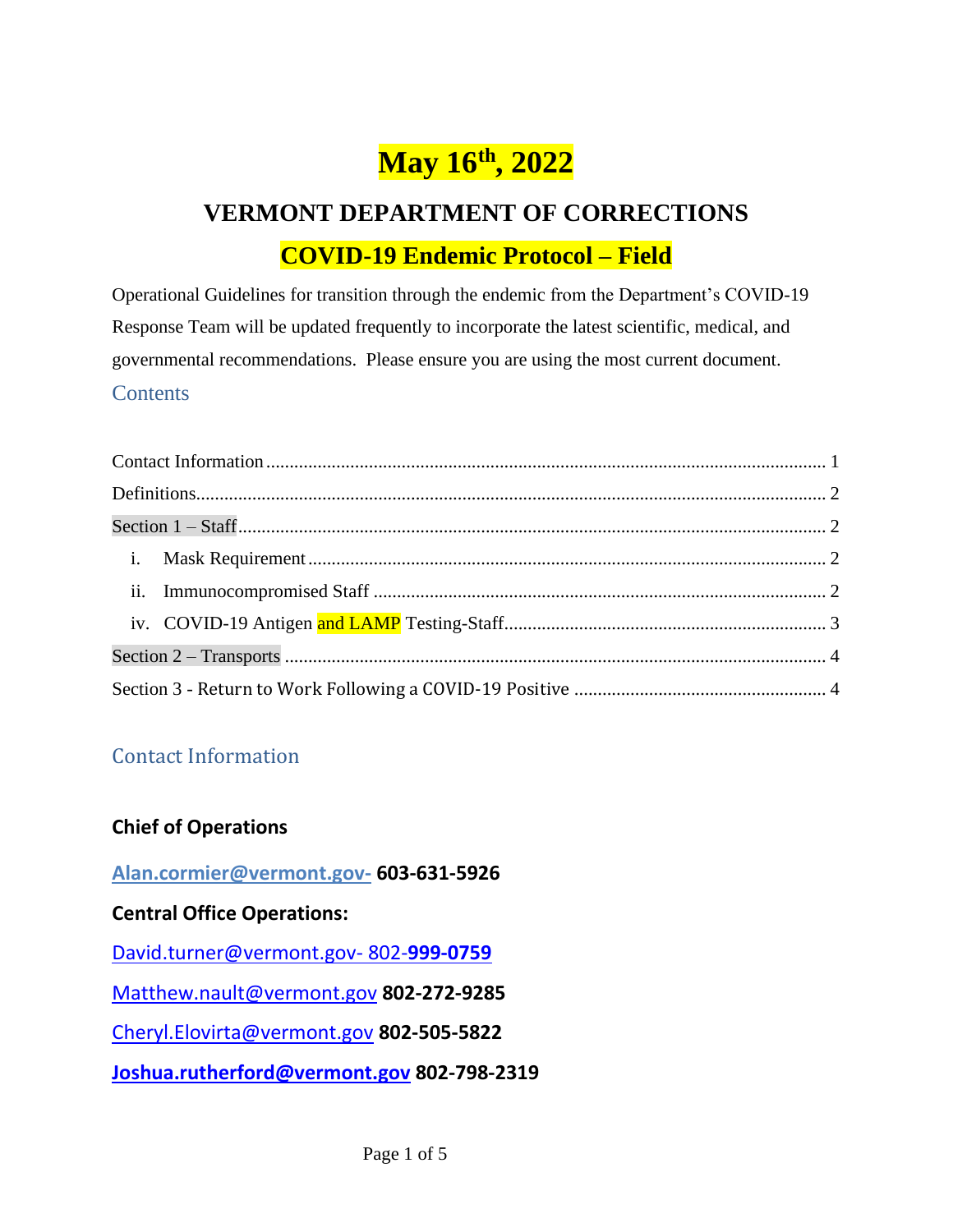# May 16th, 2022

## VERMONT DEPARTMENT OF CORRECTIONS

## COVID-19 Endemic Protocol – Field

Operational Guidelines for transition through the endemic from the Department's COVID-19 Response Team will be updated frequently to incorporate the latest scientific, medical, and governmental recommendations. Please ensure you are using the most current document.

### Contents

Contact Information ........ 1

Definitions ........ 2

Section 1 – Staff ........ 2

- i. Mask Requirement ........ 2
- ii. Immunocompromised Staff ........ 2
- iv. COVID-19 Antigen and LAMP Testing-Staff ........ 3

Section 2 – Transports ........ 4

Section 3 - Return to Work Following a COVID-19 Positive ........ 4

### Contact Information

**Chief of Operations**

Alan.cormier@vermont.gov- **603-631-5926**

**Central Office Operations:**

David.turner@vermont.gov- 802-**999-0759**

Matthew.nault@vermont.gov **802-272-9285**

Cheryl.Elovirta@vermont.gov **802-505-5822**

**Joshua.rutherford@vermont.gov** **802-798-2319**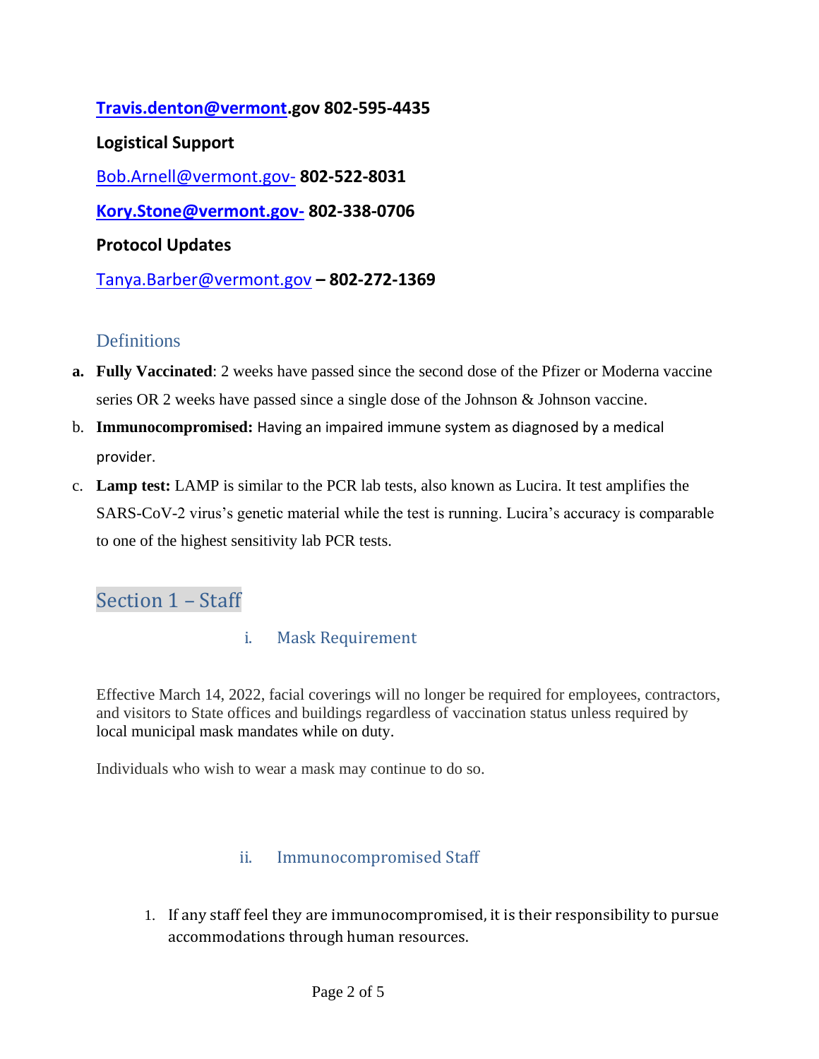**Travis.denton@vermont.gov 802-595-4435**

**Logistical Support**

Bob.Arnell@vermont.gov- **802-522-8031**

**Kory.Stone@vermont.gov- 802-338-0706**

**Protocol Updates**

Tanya.Barber@vermont.gov **– 802-272-1369**

## Definitions

a. **Fully Vaccinated**: 2 weeks have passed since the second dose of the Pfizer or Moderna vaccine series OR 2 weeks have passed since a single dose of the Johnson & Johnson vaccine.
b. **Immunocompromised:** Having an impaired immune system as diagnosed by a medical provider.
c. **Lamp test:** LAMP is similar to the PCR lab tests, also known as Lucira. It test amplifies the SARS-CoV-2 virus's genetic material while the test is running. Lucira's accuracy is comparable to one of the highest sensitivity lab PCR tests.

# Section 1 – Staff

### i. Mask Requirement

Effective March 14, 2022, facial coverings will no longer be required for employees, contractors, and visitors to State offices and buildings regardless of vaccination status unless required by local municipal mask mandates while on duty.

Individuals who wish to wear a mask may continue to do so.

### ii. Immunocompromised Staff

1. If any staff feel they are immunocompromised, it is their responsibility to pursue accommodations through human resources.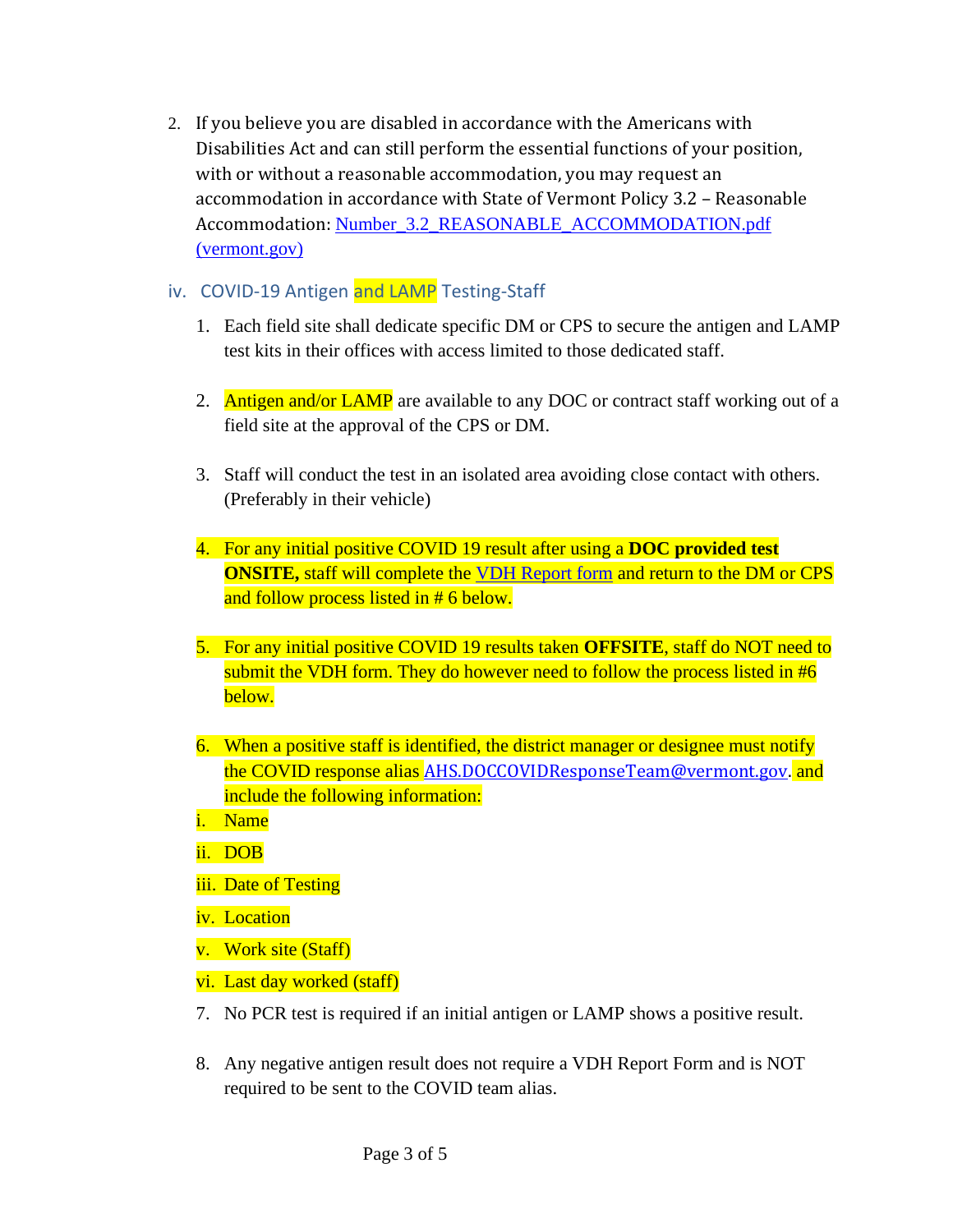2. If you believe you are disabled in accordance with the Americans with Disabilities Act and can still perform the essential functions of your position, with or without a reasonable accommodation, you may request an accommodation in accordance with State of Vermont Policy 3.2 – Reasonable Accommodation: [Number_3.2_REASONABLE_ACCOMMODATION.pdf (vermont.gov)]()

### iv. COVID-19 Antigen and LAMP Testing-Staff

1. Each field site shall dedicate specific DM or CPS to secure the antigen and LAMP test kits in their offices with access limited to those dedicated staff.

2. Antigen and/or LAMP are available to any DOC or contract staff working out of a field site at the approval of the CPS or DM.

3. Staff will conduct the test in an isolated area avoiding close contact with others. (Preferably in their vehicle)

4. For any initial positive COVID 19 result after using a **DOC provided test ONSITE,** staff will complete the [VDH Report form]() and return to the DM or CPS and follow process listed in # 6 below.

5. For any initial positive COVID 19 results taken **OFFSITE**, staff do NOT need to submit the VDH form. They do however need to follow the process listed in #6 below.

6. When a positive staff is identified, the district manager or designee must notify the COVID response alias AHS.DOCCOVIDResponseTeam@vermont.gov. and include the following information:
   - i. Name
   - ii. DOB
   - iii. Date of Testing
   - iv. Location
   - v. Work site (Staff)
   - vi. Last day worked (staff)

7. No PCR test is required if an initial antigen or LAMP shows a positive result.

8. Any negative antigen result does not require a VDH Report Form and is NOT required to be sent to the COVID team alias.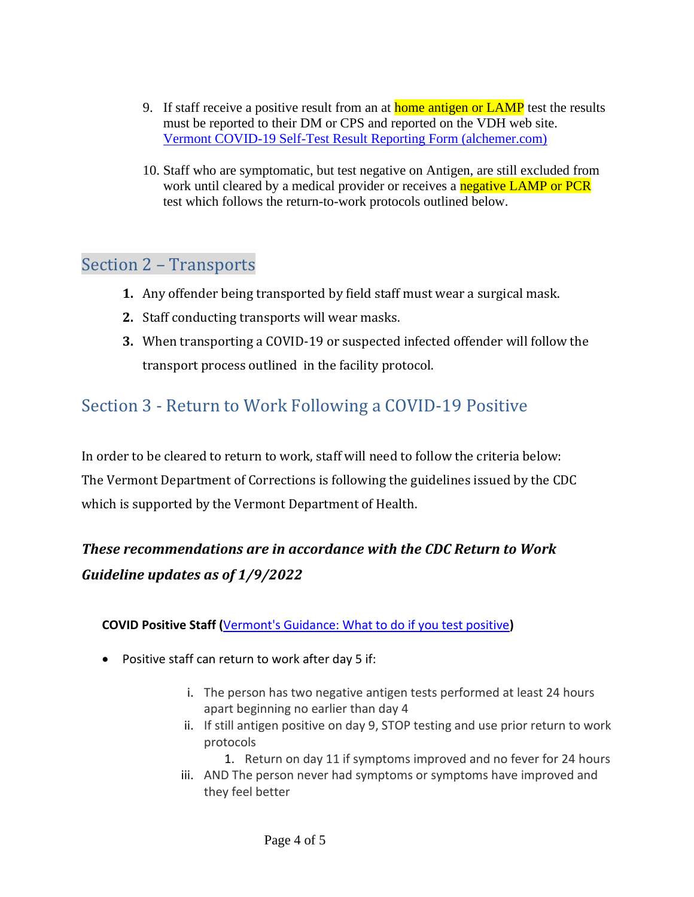9. If staff receive a positive result from an at home antigen or LAMP test the results must be reported to their DM or CPS and reported on the VDH web site. [Vermont COVID-19 Self-Test Result Reporting Form (alchemer.com)]

10. Staff who are symptomatic, but test negative on Antigen, are still excluded from work until cleared by a medical provider or receives a negative LAMP or PCR test which follows the return-to-work protocols outlined below.

## Section 2 – Transports

1. Any offender being transported by field staff must wear a surgical mask.
2. Staff conducting transports will wear masks.
3. When transporting a COVID-19 or suspected infected offender will follow the transport process outlined in the facility protocol.

## Section 3 - Return to Work Following a COVID-19 Positive

In order to be cleared to return to work, staff will need to follow the criteria below: The Vermont Department of Corrections is following the guidelines issued by the CDC which is supported by the Vermont Department of Health.

***These recommendations are in accordance with the CDC Return to Work Guideline updates as of 1/9/2022***

**COVID Positive Staff ([Vermont's Guidance: What to do if you test positive])**

- Positive staff can return to work after day 5 if:

    i. The person has two negative antigen tests performed at least 24 hours apart beginning no earlier than day 4

    ii. If still antigen positive on day 9, STOP testing and use prior return to work protocols

        1. Return on day 11 if symptoms improved and no fever for 24 hours

    iii. AND The person never had symptoms or symptoms have improved and they feel better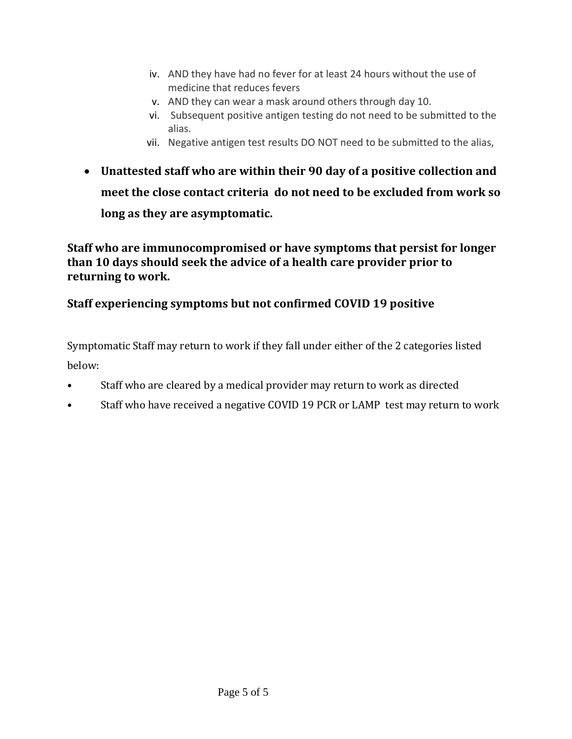iv. AND they have had no fever for at least 24 hours without the use of medicine that reduces fevers
v. AND they can wear a mask around others through day 10.
vi. Subsequent positive antigen testing do not need to be submitted to the alias.
vii. Negative antigen test results DO NOT need to be submitted to the alias,

- **Unattested staff who are within their 90 day of a positive collection and meet the close contact criteria do not need to be excluded from work so long as they are asymptomatic.**

**Staff who are immunocompromised or have symptoms that persist for longer than 10 days should seek the advice of a health care provider prior to returning to work.**

**Staff experiencing symptoms but not confirmed COVID 19 positive**

Symptomatic Staff may return to work if they fall under either of the 2 categories listed below:

- Staff who are cleared by a medical provider may return to work as directed
- Staff who have received a negative COVID 19 PCR or LAMP test may return to work